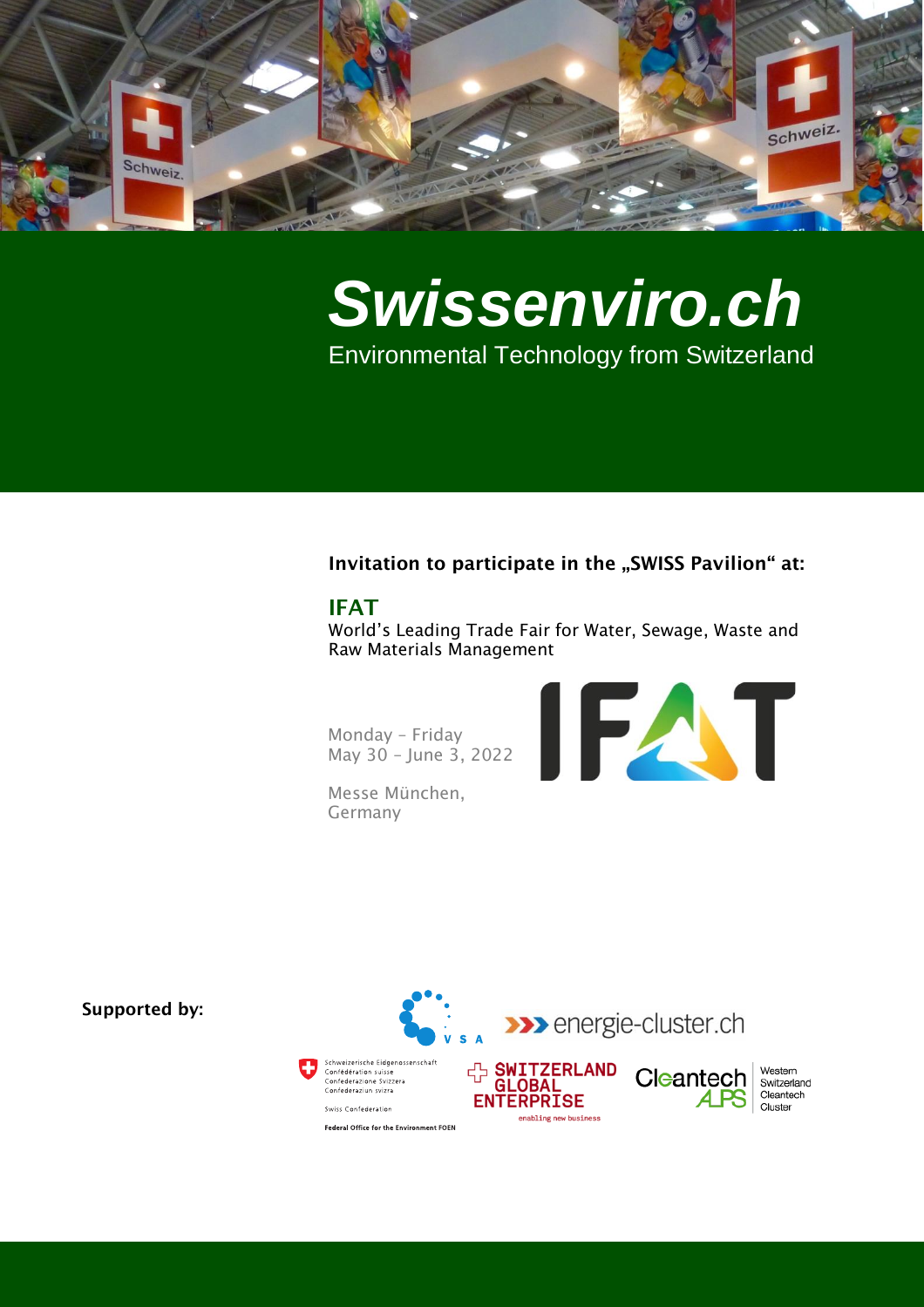# *Swissenviro.ch*

Environmental Technology from Switzerland

**Invitation to participate in the „SWISS Pavilion" at:**

## IFAT

World's Leading Trade Fair for Water, Sewage, Waste and Raw Materials Management

Monday – Friday
May 30 – June 3, 2022

Messe München,
Germany

**Supported by:**

VSA

energie-cluster.ch

Schweizerische Eidgenossenschaft
Confédération suisse
Confederazione Svizzera
Confederaziun svizra

Swiss Confederation

Federal Office for the Environment FOEN

SWITZERLAND GLOBAL ENTERPRISE
enabling new business

Cleantech ALPS
Western Switzerland Cleantech Cluster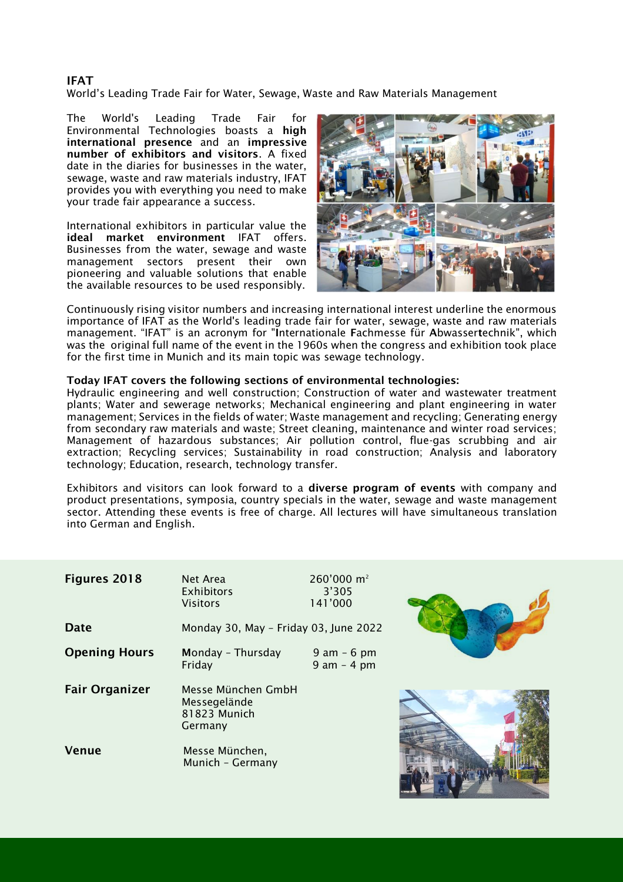# IFAT

World's Leading Trade Fair for Water, Sewage, Waste and Raw Materials Management

The World's Leading Trade Fair for Environmental Technologies boasts a **high international presence** and an **impressive number of exhibitors and visitors**. A fixed date in the diaries for businesses in the water, sewage, waste and raw materials industry, IFAT provides you with everything you need to make your trade fair appearance a success.

International exhibitors in particular value the **ideal market environment** IFAT offers. Businesses from the water, sewage and waste management sectors present their own pioneering and valuable solutions that enable the available resources to be used responsibly.

Continuously rising visitor numbers and increasing international interest underline the enormous importance of IFAT as the World's leading trade fair for water, sewage, waste and raw materials management. "IFAT" is an acronym for "**I**nternationale **F**achmesse für **A**bwasser**t**echnik", which was the original full name of the event in the 1960s when the congress and exhibition took place for the first time in Munich and its main topic was sewage technology.

**Today IFAT covers the following sections of environmental technologies:**
Hydraulic engineering and well construction; Construction of water and wastewater treatment plants; Water and sewerage networks; Mechanical engineering and plant engineering in water management; Services in the fields of water; Waste management and recycling; Generating energy from secondary raw materials and waste; Street cleaning, maintenance and winter road services; Management of hazardous substances; Air pollution control, flue-gas scrubbing and air extraction; Recycling services; Sustainability in road construction; Analysis and laboratory technology; Education, research, technology transfer.

Exhibitors and visitors can look forward to a **diverse program of events** with company and product presentations, symposia, country specials in the water, sewage and waste management sector. Attending these events is free of charge. All lectures will have simultaneous translation into German and English.

| | | |
|---|---|---|
| **Figures 2018** | Net Area | 260'000 m$^2$ |
| | Exhibitors | 3'305 |
| | Visitors | 141'000 |
| **Date** | Monday 30, May – Friday 03, June 2022 | |
| **Opening Hours** | Monday – Thursday | 9 am – 6 pm |
| | Friday | 9 am – 4 pm |
| **Fair Organizer** | Messe München GmbH<br>Messegelände<br>81823 Munich<br>Germany | |
| **Venue** | Messe München,<br>Munich – Germany | |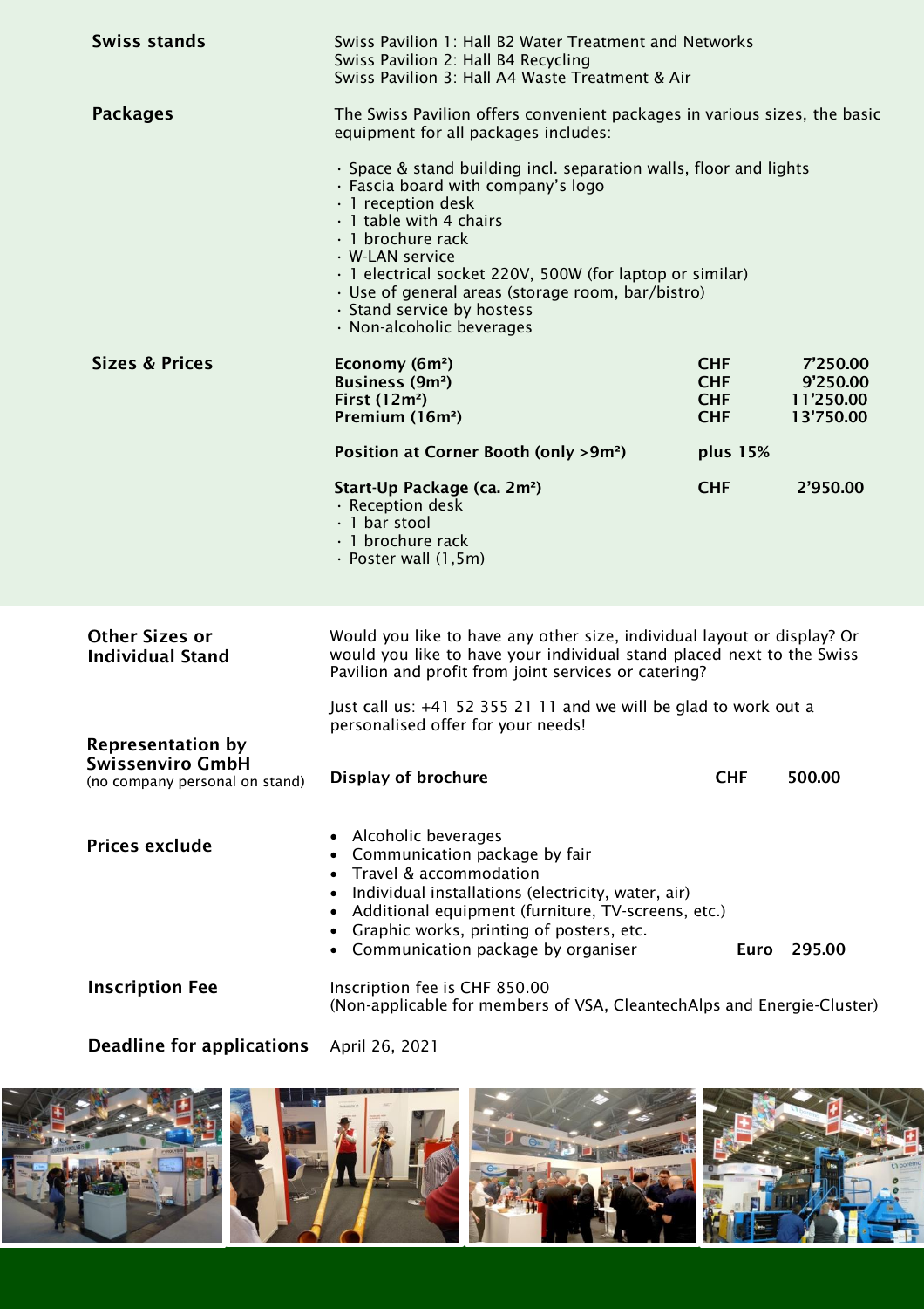**Swiss stands**

Swiss Pavilion 1: Hall B2 Water Treatment and Networks
Swiss Pavilion 2: Hall B4 Recycling
Swiss Pavilion 3: Hall A4 Waste Treatment & Air

**Packages**

The Swiss Pavilion offers convenient packages in various sizes, the basic equipment for all packages includes:

- Space & stand building incl. separation walls, floor and lights
- Fascia board with company's logo
- 1 reception desk
- 1 table with 4 chairs
- 1 brochure rack
- W-LAN service
- 1 electrical socket 220V, 500W (for laptop or similar)
- Use of general areas (storage room, bar/bistro)
- Stand service by hostess
- Non-alcoholic beverages

**Sizes & Prices**

| Package | | Price |
|---|---|---|
| **Economy (6m²)** | **CHF** | **7'250.00** |
| **Business (9m²)** | **CHF** | **9'250.00** |
| **First (12m²)** | **CHF** | **11'250.00** |
| **Premium (16m²)** | **CHF** | **13'750.00** |
| **Position at Corner Booth (only >9m²)** | **plus 15%** | |
| **Start-Up Package (ca. 2m²)** | **CHF** | **2'950.00** |

Start-Up Package includes:

- Reception desk
- 1 bar stool
- 1 brochure rack
- Poster wall (1,5m)

**Other Sizes or Individual Stand**

Would you like to have any other size, individual layout or display? Or would you like to have your individual stand placed next to the Swiss Pavilion and profit from joint services or catering?

Just call us: +41 52 355 21 11 and we will be glad to work out a personalised offer for your needs!

**Representation by Swissenviro GmbH**
(no company personal on stand)

**Display of brochure** **CHF** **500.00**

**Prices exclude**

- Alcoholic beverages
- Communication package by fair
- Travel & accommodation
- Individual installations (electricity, water, air)
- Additional equipment (furniture, TV-screens, etc.)
- Graphic works, printing of posters, etc.
- Communication package by organiser **Euro 295.00**

**Inscription Fee**

Inscription fee is CHF 850.00
(Non-applicable for members of VSA, CleantechAlps and Energie-Cluster)

**Deadline for applications**

April 26, 2021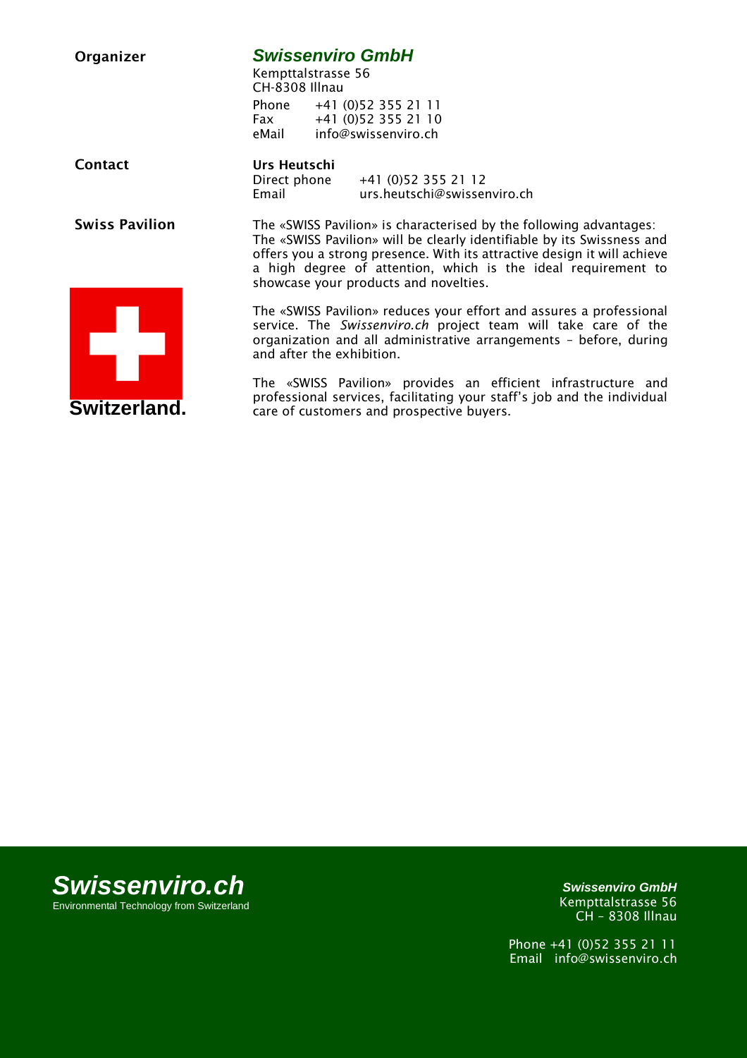**Organizer**

***Swissenviro GmbH***
Kempttalstrasse 56
CH-8308 Illnau

Phone +41 (0)52 355 21 11
Fax +41 (0)52 355 21 10
eMail info@swissenviro.ch

**Contact**

**Urs Heutschi**
Direct phone +41 (0)52 355 21 12
Email urs.heutschi@swissenviro.ch

**Swiss Pavilion**

The «SWISS Pavilion» is characterised by the following advantages:
The «SWISS Pavilion» will be clearly identifiable by its Swissness and offers you a strong presence. With its attractive design it will achieve a high degree of attention, which is the ideal requirement to showcase your products and novelties.

The «SWISS Pavilion» reduces your effort and assures a professional service. The *Swissenviro.ch* project team will take care of the organization and all administrative arrangements – before, during and after the exhibition.

The «SWISS Pavilion» provides an efficient infrastructure and professional services, facilitating your staff's job and the individual care of customers and prospective buyers.

**Switzerland.**

***Swissenviro.ch***
Environmental Technology from Switzerland

***Swissenviro GmbH***
Kempttalstrasse 56
CH – 8308 Illnau

Phone +41 (0)52 355 21 11
Email info@swissenviro.ch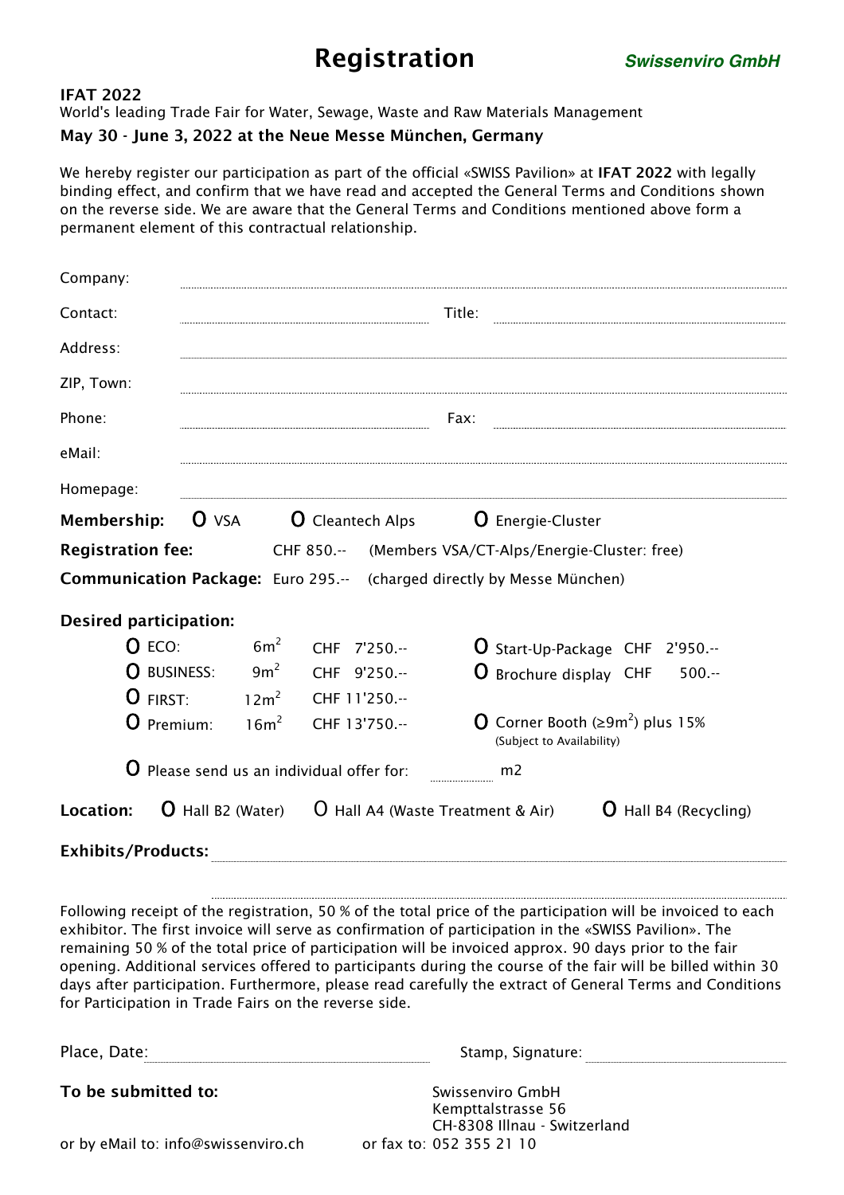# Registration

**Swissenviro GmbH**

**IFAT 2022**

World's leading Trade Fair for Water, Sewage, Waste and Raw Materials Management

**May 30 - June 3, 2022 at the Neue Messe München, Germany**

We hereby register our participation as part of the official «SWISS Pavilion» at **IFAT 2022** with legally binding effect, and confirm that we have read and accepted the General Terms and Conditions shown on the reverse side. We are aware that the General Terms and Conditions mentioned above form a permanent element of this contractual relationship.

Company: ..............................

Contact: .............................. Title: ..............................

Address: ..............................

ZIP, Town: ..............................

Phone: .............................. Fax: ..............................

eMail: ..............................

Homepage: ..............................

**Membership:** O VSA O Cleantech Alps O Energie-Cluster

**Registration fee:** CHF 850.-- (Members VSA/CT-Alps/Energie-Cluster: free)

**Communication Package:** Euro 295.-- (charged directly by Messe München)

**Desired participation:**

| | | | | |
|---|---|---|---|---|
| O ECO: | $6m^2$ | CHF 7'250.-- | O Start-Up-Package | CHF 2'950.-- |
| O BUSINESS: | $9m^2$ | CHF 9'250.-- | O Brochure display | CHF 500.-- |
| O FIRST: | $12m^2$ | CHF 11'250.-- | | |
| O Premium: | $16m^2$ | CHF 13'750.-- | O Corner Booth ($\geq 9m^2$) plus 15% (Subject to Availability) | |

O Please send us an individual offer for: .......... m2

**Location:** O Hall B2 (Water) O Hall A4 (Waste Treatment & Air) O Hall B4 (Recycling)

**Exhibits/Products:** ..............................

..............................

Following receipt of the registration, 50 % of the total price of the participation will be invoiced to each exhibitor. The first invoice will serve as confirmation of participation in the «SWISS Pavilion». The remaining 50 % of the total price of participation will be invoiced approx. 90 days prior to the fair opening. Additional services offered to participants during the course of the fair will be billed within 30 days after participation. Furthermore, please read carefully the extract of General Terms and Conditions for Participation in Trade Fairs on the reverse side.

Place, Date: .............................. Stamp, Signature: ..............................

**To be submitted to:**

Swissenviro GmbH
Kempttalstrasse 56
CH-8308 Illnau - Switzerland

or by eMail to: info@swissenviro.ch or fax to: 052 355 21 10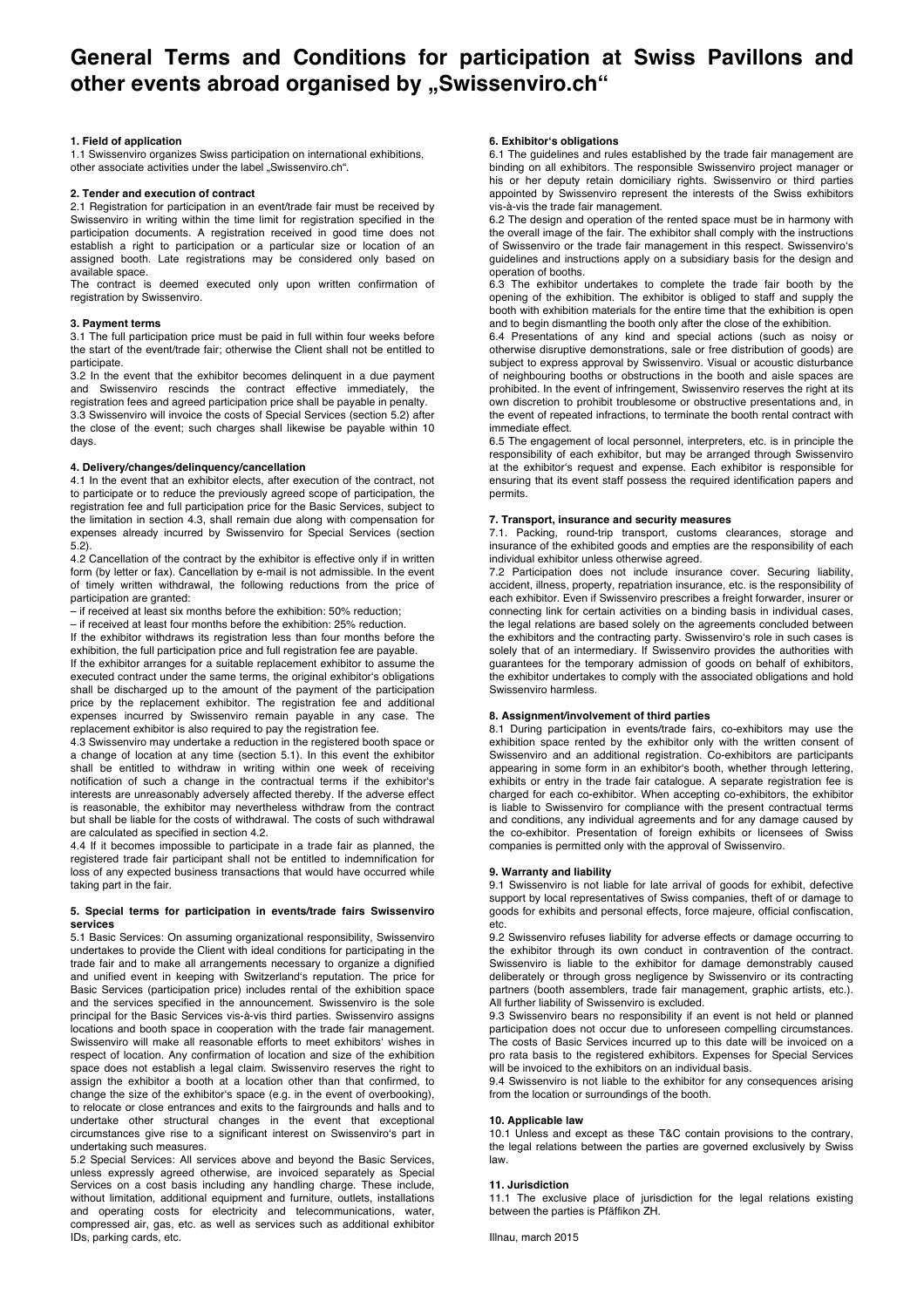# General Terms and Conditions for participation at Swiss Pavillons and other events abroad organised by „Swissenviro.ch“

**1. Field of application**

1.1 Swissenviro organizes Swiss participation on international exhibitions, other associate activities under the label „Swissenviro.ch“.

**2. Tender and execution of contract**

2.1 Registration for participation in an event/trade fair must be received by Swissenviro in writing within the time limit for registration specified in the participation documents. A registration received in good time does not establish a right to participation or a particular size or location of an assigned booth. Late registrations may be considered only based on available space.

The contract is deemed executed only upon written confirmation of registration by Swissenviro.

**3. Payment terms**

3.1 The full participation price must be paid in full within four weeks before the start of the event/trade fair; otherwise the Client shall not be entitled to participate.

3.2 In the event that the exhibitor becomes delinquent in a due payment and Swissenviro rescinds the contract effective immediately, the registration fees and agreed participation price shall be payable in penalty.

3.3 Swissenviro will invoice the costs of Special Services (section 5.2) after the close of the event; such charges shall likewise be payable within 10 days.

**4. Delivery/changes/delinquency/cancellation**

4.1 In the event that an exhibitor elects, after execution of the contract, not to participate or to reduce the previously agreed scope of participation, the registration fee and full participation price for the Basic Services, subject to the limitation in section 4.3, shall remain due along with compensation for expenses already incurred by Swissenviro for Special Services (section 5.2).

4.2 Cancellation of the contract by the exhibitor is effective only if in written form (by letter or fax). Cancellation by e-mail is not admissible. In the event of timely written withdrawal, the following reductions from the price of participation are granted:

– if received at least six months before the exhibition: 50% reduction;

– if received at least four months before the exhibition: 25% reduction.

If the exhibitor withdraws its registration less than four months before the exhibition, the full participation price and full registration fee are payable.

If the exhibitor arranges for a suitable replacement exhibitor to assume the executed contract under the same terms, the original exhibitor's obligations shall be discharged up to the amount of the payment of the participation price by the replacement exhibitor. The registration fee and additional expenses incurred by Swissenviro remain payable in any case. The replacement exhibitor is also required to pay the registration fee.

4.3 Swissenviro may undertake a reduction in the registered booth space or a change of location at any time (section 5.1). In this event the exhibitor shall be entitled to withdraw in writing within one week of receiving notification of such a change in the contractual terms if the exhibitor's interests are unreasonably adversely affected thereby. If the adverse effect is reasonable, the exhibitor may nevertheless withdraw from the contract but shall be liable for the costs of withdrawal. The costs of such withdrawal are calculated as specified in section 4.2.

4.4 If it becomes impossible to participate in a trade fair as planned, the registered trade fair participant shall not be entitled to indemnification for loss of any expected business transactions that would have occurred while taking part in the fair.

**5. Special terms for participation in events/trade fairs Swissenviro services**

5.1 Basic Services: On assuming organizational responsibility, Swissenviro undertakes to provide the Client with ideal conditions for participating in the trade fair and to make all arrangements necessary to organize a dignified and unified event in keeping with Switzerland's reputation. The price for Basic Services (participation price) includes rental of the exhibition space and the services specified in the announcement. Swissenviro is the sole principal for the Basic Services vis-à-vis third parties. Swissenviro assigns locations and booth space in cooperation with the trade fair management. Swissenviro will make all reasonable efforts to meet exhibitors' wishes in respect of location. Any confirmation of location and size of the exhibition space does not establish a legal claim. Swissenviro reserves the right to assign the exhibitor a booth at a location other than that confirmed, to change the size of the exhibitor's space (e.g. in the event of overbooking), to relocate or close entrances and exits to the fairgrounds and halls and to undertake other structural changes in the event that exceptional circumstances give rise to a significant interest on Swissenviro's part in undertaking such measures.

5.2 Special Services: All services above and beyond the Basic Services, unless expressly agreed otherwise, are invoiced separately as Special Services on a cost basis including any handling charge. These include, without limitation, additional equipment and furniture, outlets, installations and operating costs for electricity and telecommunications, water, compressed air, gas, etc. as well as services such as additional exhibitor IDs, parking cards, etc.

**6. Exhibitor's obligations**

6.1 The guidelines and rules established by the trade fair management are binding on all exhibitors. The responsible Swissenviro project manager or his or her deputy retain domiciliary rights. Swissenviro or third parties appointed by Swissenviro represent the interests of the Swiss exhibitors vis-à-vis the trade fair management.

6.2 The design and operation of the rented space must be in harmony with the overall image of the fair. The exhibitor shall comply with the instructions of Swissenviro or the trade fair management in this respect. Swissenviro's guidelines and instructions apply on a subsidiary basis for the design and operation of booths.

6.3 The exhibitor undertakes to complete the trade fair booth by the opening of the exhibition. The exhibitor is obliged to staff and supply the booth with exhibition materials for the entire time that the exhibition is open and to begin dismantling the booth only after the close of the exhibition.

6.4 Presentations of any kind and special actions (such as noisy or otherwise disruptive demonstrations, sale or free distribution of goods) are subject to express approval by Swissenviro. Visual or acoustic disturbance of neighbouring booths or obstructions in the booth and aisle spaces are prohibited. In the event of infringement, Swissenviro reserves the right at its own discretion to prohibit troublesome or obstructive presentations and, in the event of repeated infractions, to terminate the booth rental contract with immediate effect.

6.5 The engagement of local personnel, interpreters, etc. is in principle the responsibility of each exhibitor, but may be arranged through Swissenviro at the exhibitor's request and expense. Each exhibitor is responsible for ensuring that its event staff possess the required identification papers and permits.

**7. Transport, insurance and security measures**

7.1. Packing, round-trip transport, customs clearances, storage and insurance of the exhibited goods and empties are the responsibility of each individual exhibitor unless otherwise agreed.

7.2 Participation does not include insurance cover. Securing liability, accident, illness, property, repatriation insurance, etc. is the responsibility of each exhibitor. Even if Swissenviro prescribes a freight forwarder, insurer or connecting link for certain activities on a binding basis in individual cases, the legal relations are based solely on the agreements concluded between the exhibitors and the contracting party. Swissenviro's role in such cases is solely that of an intermediary. If Swissenviro provides the authorities with guarantees for the temporary admission of goods on behalf of exhibitors, the exhibitor undertakes to comply with the associated obligations and hold Swissenviro harmless.

**8. Assignment/involvement of third parties**

8.1 During participation in events/trade fairs, co-exhibitors may use the exhibition space rented by the exhibitor only with the written consent of Swissenviro and an additional registration. Co-exhibitors are participants appearing in some form in an exhibitor's booth, whether through lettering, exhibits or entry in the trade fair catalogue. A separate registration fee is charged for each co-exhibitor. When accepting co-exhibitors, the exhibitor is liable to Swissenviro for compliance with the present contractual terms and conditions, any individual agreements and for any damage caused by the co-exhibitor. Presentation of foreign exhibits or licensees of Swiss companies is permitted only with the approval of Swissenviro.

**9. Warranty and liability**

9.1 Swissenviro is not liable for late arrival of goods for exhibit, defective support by local representatives of Swiss companies, theft of or damage to goods for exhibits and personal effects, force majeure, official confiscation, etc.

9.2 Swissenviro refuses liability for adverse effects or damage occurring to the exhibitor through its own conduct in contravention of the contract. Swissenviro is liable to the exhibitor for damage demonstrably caused deliberately or through gross negligence by Swissenviro or its contracting partners (booth assemblers, trade fair management, graphic artists, etc.). All further liability of Swissenviro is excluded.

9.3 Swissenviro bears no responsibility if an event is not held or planned participation does not occur due to unforeseen compelling circumstances. The costs of Basic Services incurred up to this date will be invoiced on a pro rata basis to the registered exhibitors. Expenses for Special Services will be invoiced to the exhibitors on an individual basis.

9.4 Swissenviro is not liable to the exhibitor for any consequences arising from the location or surroundings of the booth.

**10. Applicable law**

10.1 Unless and except as these T&C contain provisions to the contrary, the legal relations between the parties are governed exclusively by Swiss law.

**11. Jurisdiction**

11.1 The exclusive place of jurisdiction for the legal relations existing between the parties is Pfäffikon ZH.

Illnau, march 2015